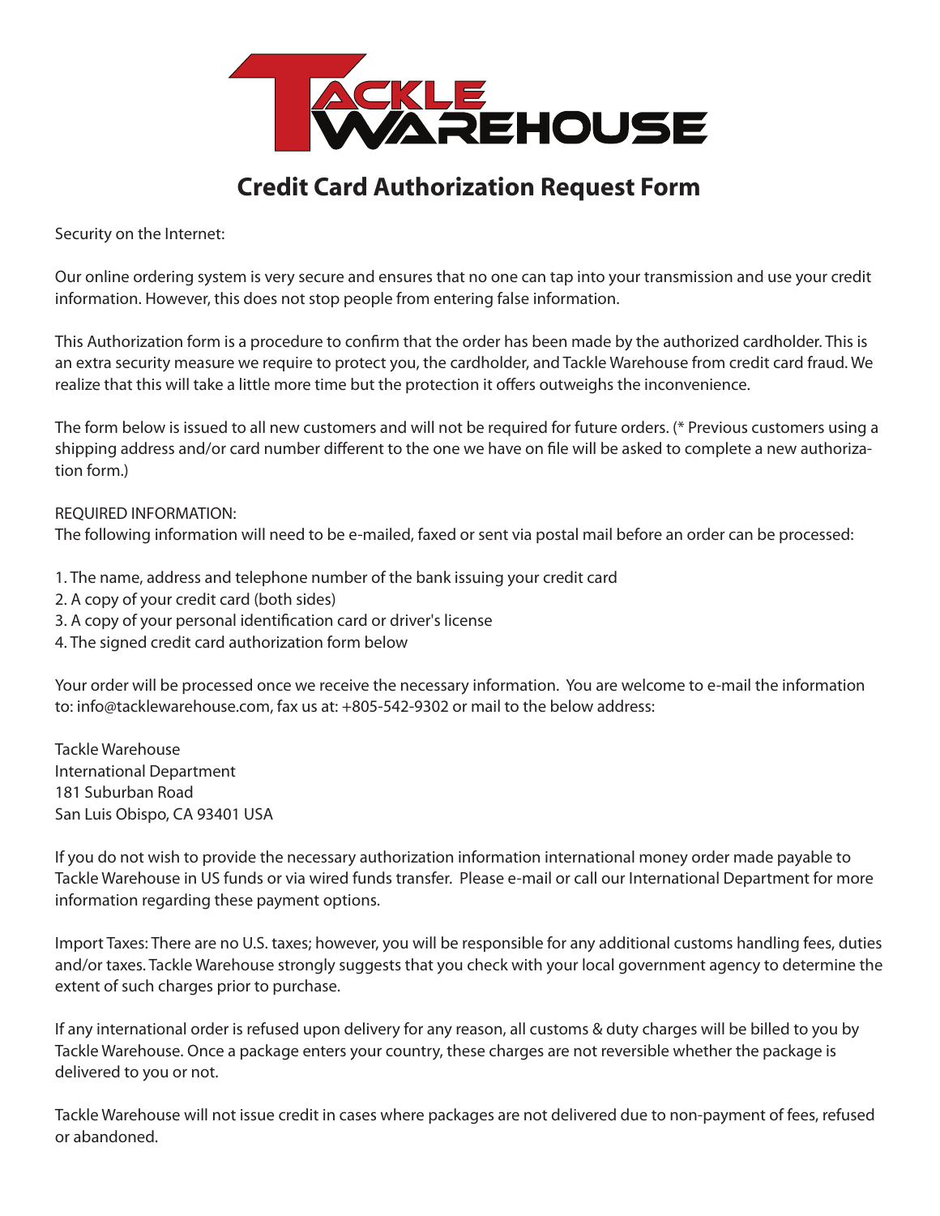# Credit Card Authorization Request Form

Security on the Internet:

Our online ordering system is very secure and ensures that no one can tap into your transmission and use your credit information. However, this does not stop people from entering false information.

This Authorization form is a procedure to confirm that the order has been made by the authorized cardholder. This is an extra security measure we require to protect you, the cardholder, and Tackle Warehouse from credit card fraud. We realize that this will take a little more time but the protection it offers outweighs the inconvenience.

The form below is issued to all new customers and will not be required for future orders. (* Previous customers using a shipping address and/or card number different to the one we have on file will be asked to complete a new authorization form.)

REQUIRED INFORMATION:
The following information will need to be e-mailed, faxed or sent via postal mail before an order can be processed:

1. The name, address and telephone number of the bank issuing your credit card
2. A copy of your credit card (both sides)
3. A copy of your personal identification card or driver's license
4. The signed credit card authorization form below

Your order will be processed once we receive the necessary information. You are welcome to e-mail the information to: info@tacklewarehouse.com, fax us at: +805-542-9302 or mail to the below address:

Tackle Warehouse
International Department
181 Suburban Road
San Luis Obispo, CA 93401 USA

If you do not wish to provide the necessary authorization information international money order made payable to Tackle Warehouse in US funds or via wired funds transfer. Please e-mail or call our International Department for more information regarding these payment options.

Import Taxes: There are no U.S. taxes; however, you will be responsible for any additional customs handling fees, duties and/or taxes. Tackle Warehouse strongly suggests that you check with your local government agency to determine the extent of such charges prior to purchase.

If any international order is refused upon delivery for any reason, all customs & duty charges will be billed to you by Tackle Warehouse. Once a package enters your country, these charges are not reversible whether the package is delivered to you or not.

Tackle Warehouse will not issue credit in cases where packages are not delivered due to non-payment of fees, refused or abandoned.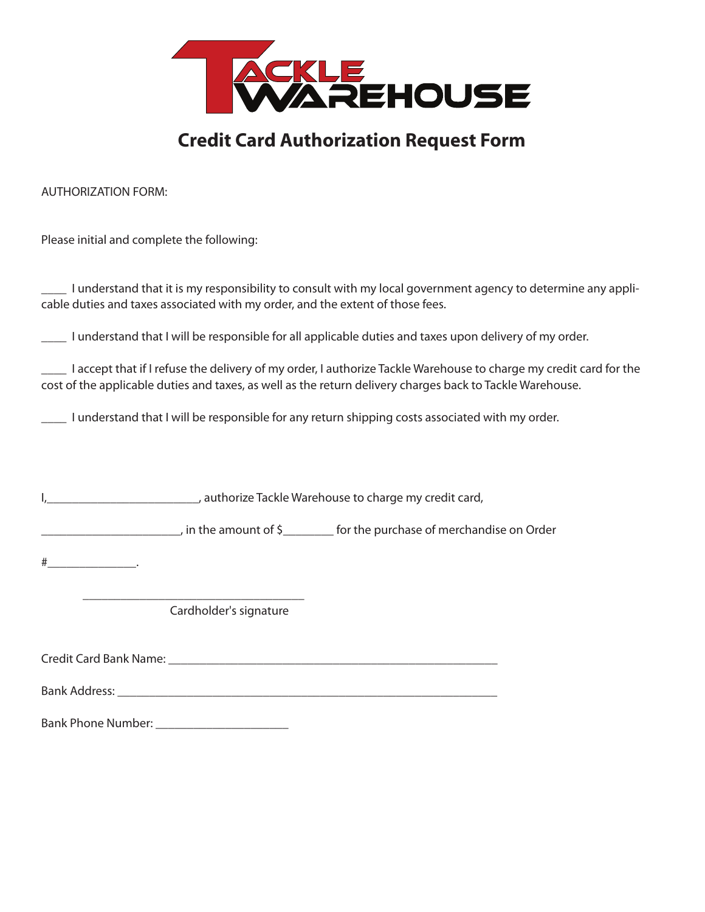# Credit Card Authorization Request Form

AUTHORIZATION FORM:

Please initial and complete the following:

____ I understand that it is my responsibility to consult with my local government agency to determine any applicable duties and taxes associated with my order, and the extent of those fees.

____ I understand that I will be responsible for all applicable duties and taxes upon delivery of my order.

____ I accept that if I refuse the delivery of my order, I authorize Tackle Warehouse to charge my credit card for the cost of the applicable duties and taxes, as well as the return delivery charges back to Tackle Warehouse.

____ I understand that I will be responsible for any return shipping costs associated with my order.

I,________________________, authorize Tackle Warehouse to charge my credit card,

______________________, in the amount of $________ for the purchase of merchandise on Order

#_______________.

___________________________________
Cardholder's signature

Credit Card Bank Name: ____________________________________________________

Bank Address: _________________________________________________________

Bank Phone Number: _____________________